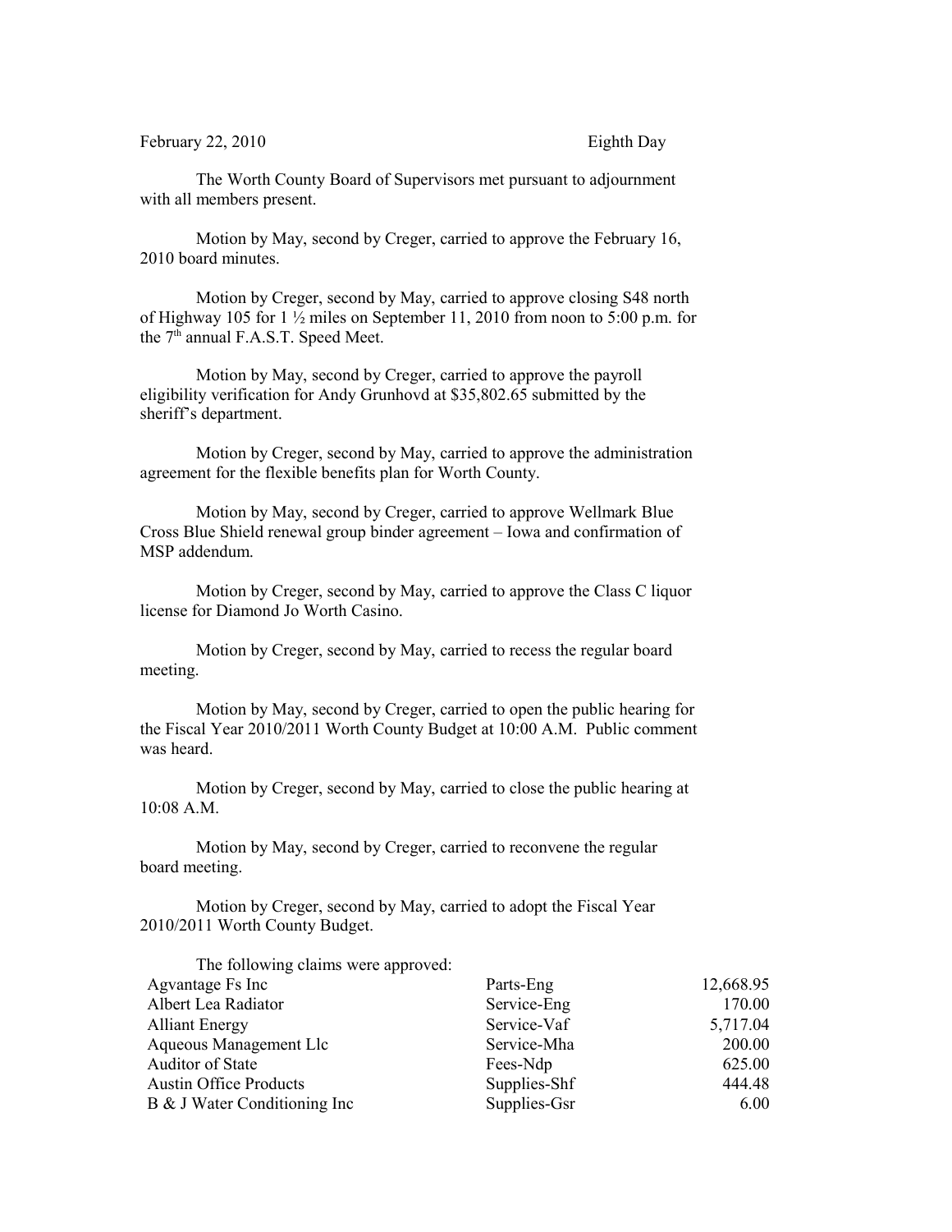February 22, 2010 Eighth Day

The Worth County Board of Supervisors met pursuant to adjournment with all members present.

Motion by May, second by Creger, carried to approve the February 16, 2010 board minutes.

Motion by Creger, second by May, carried to approve closing S48 north of Highway 105 for 1 ½ miles on September 11, 2010 from noon to 5:00 p.m. for the 7th annual F.A.S.T. Speed Meet.

Motion by May, second by Creger, carried to approve the payroll eligibility verification for Andy Grunhovd at $35,802.65 submitted by the sheriff's department.

Motion by Creger, second by May, carried to approve the administration agreement for the flexible benefits plan for Worth County.

Motion by May, second by Creger, carried to approve Wellmark Blue Cross Blue Shield renewal group binder agreement – Iowa and confirmation of MSP addendum.

Motion by Creger, second by May, carried to approve the Class C liquor license for Diamond Jo Worth Casino.

Motion by Creger, second by May, carried to recess the regular board meeting.

Motion by May, second by Creger, carried to open the public hearing for the Fiscal Year 2010/2011 Worth County Budget at 10:00 A.M. Public comment was heard.

Motion by Creger, second by May, carried to close the public hearing at 10:08 A.M.

Motion by May, second by Creger, carried to reconvene the regular board meeting.

Motion by Creger, second by May, carried to adopt the Fiscal Year 2010/2011 Worth County Budget.

The following claims were approved:

| | | |
|---|---|---|
| Agvantage Fs Inc | Parts-Eng | 12,668.95 |
| Albert Lea Radiator | Service-Eng | 170.00 |
| Alliant Energy | Service-Vaf | 5,717.04 |
| Aqueous Management Llc | Service-Mha | 200.00 |
| Auditor of State | Fees-Ndp | 625.00 |
| Austin Office Products | Supplies-Shf | 444.48 |
| B & J Water Conditioning Inc | Supplies-Gsr | 6.00 |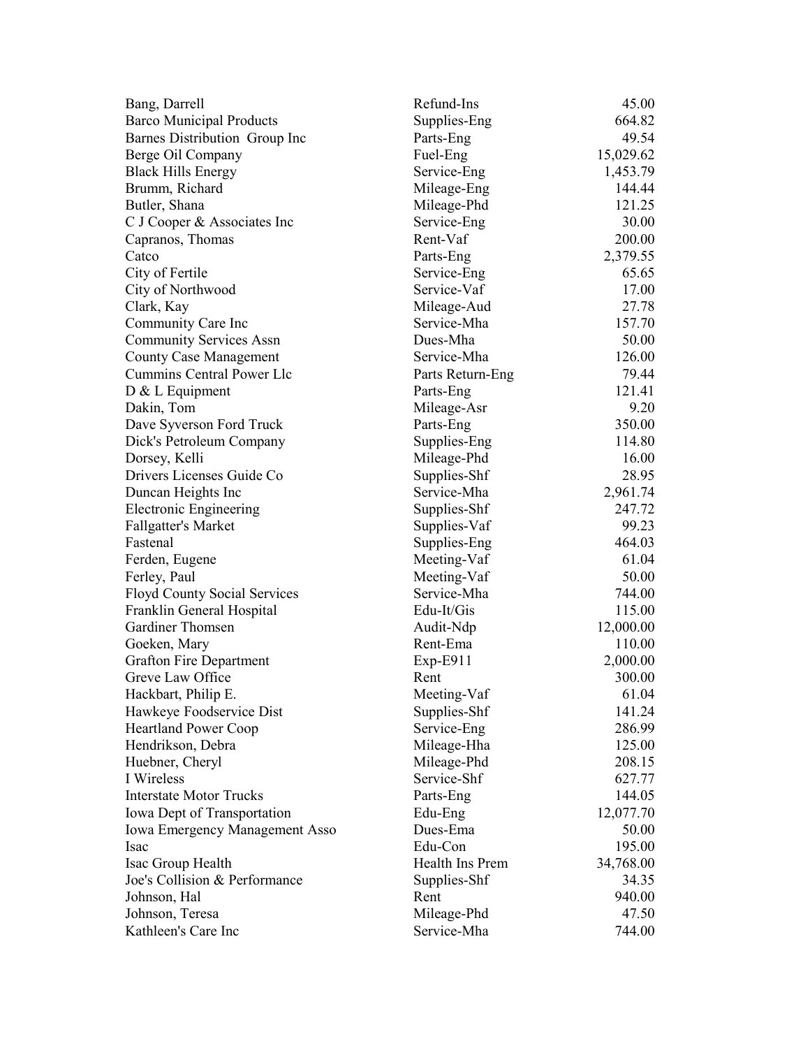| | | |
|---|---|---|
| Bang, Darrell | Refund-Ins | 45.00 |
| Barco Municipal Products | Supplies-Eng | 664.82 |
| Barnes Distribution Group Inc | Parts-Eng | 49.54 |
| Berge Oil Company | Fuel-Eng | 15,029.62 |
| Black Hills Energy | Service-Eng | 1,453.79 |
| Brumm, Richard | Mileage-Eng | 144.44 |
| Butler, Shana | Mileage-Phd | 121.25 |
| C J Cooper & Associates Inc | Service-Eng | 30.00 |
| Capranos, Thomas | Rent-Vaf | 200.00 |
| Catco | Parts-Eng | 2,379.55 |
| City of Fertile | Service-Eng | 65.65 |
| City of Northwood | Service-Vaf | 17.00 |
| Clark, Kay | Mileage-Aud | 27.78 |
| Community Care Inc | Service-Mha | 157.70 |
| Community Services Assn | Dues-Mha | 50.00 |
| County Case Management | Service-Mha | 126.00 |
| Cummins Central Power Llc | Parts Return-Eng | 79.44 |
| D & L Equipment | Parts-Eng | 121.41 |
| Dakin, Tom | Mileage-Asr | 9.20 |
| Dave Syverson Ford Truck | Parts-Eng | 350.00 |
| Dick's Petroleum Company | Supplies-Eng | 114.80 |
| Dorsey, Kelli | Mileage-Phd | 16.00 |
| Drivers Licenses Guide Co | Supplies-Shf | 28.95 |
| Duncan Heights Inc | Service-Mha | 2,961.74 |
| Electronic Engineering | Supplies-Shf | 247.72 |
| Fallgatter's Market | Supplies-Vaf | 99.23 |
| Fastenal | Supplies-Eng | 464.03 |
| Ferden, Eugene | Meeting-Vaf | 61.04 |
| Ferley, Paul | Meeting-Vaf | 50.00 |
| Floyd County Social Services | Service-Mha | 744.00 |
| Franklin General Hospital | Edu-It/Gis | 115.00 |
| Gardiner Thomsen | Audit-Ndp | 12,000.00 |
| Goeken, Mary | Rent-Ema | 110.00 |
| Grafton Fire Department | Exp-E911 | 2,000.00 |
| Greve Law Office | Rent | 300.00 |
| Hackbart, Philip E. | Meeting-Vaf | 61.04 |
| Hawkeye Foodservice Dist | Supplies-Shf | 141.24 |
| Heartland Power Coop | Service-Eng | 286.99 |
| Hendrikson, Debra | Mileage-Hha | 125.00 |
| Huebner, Cheryl | Mileage-Phd | 208.15 |
| I Wireless | Service-Shf | 627.77 |
| Interstate Motor Trucks | Parts-Eng | 144.05 |
| Iowa Dept of Transportation | Edu-Eng | 12,077.70 |
| Iowa Emergency Management Asso | Dues-Ema | 50.00 |
| Isac | Edu-Con | 195.00 |
| Isac Group Health | Health Ins Prem | 34,768.00 |
| Joe's Collision & Performance | Supplies-Shf | 34.35 |
| Johnson, Hal | Rent | 940.00 |
| Johnson, Teresa | Mileage-Phd | 47.50 |
| Kathleen's Care Inc | Service-Mha | 744.00 |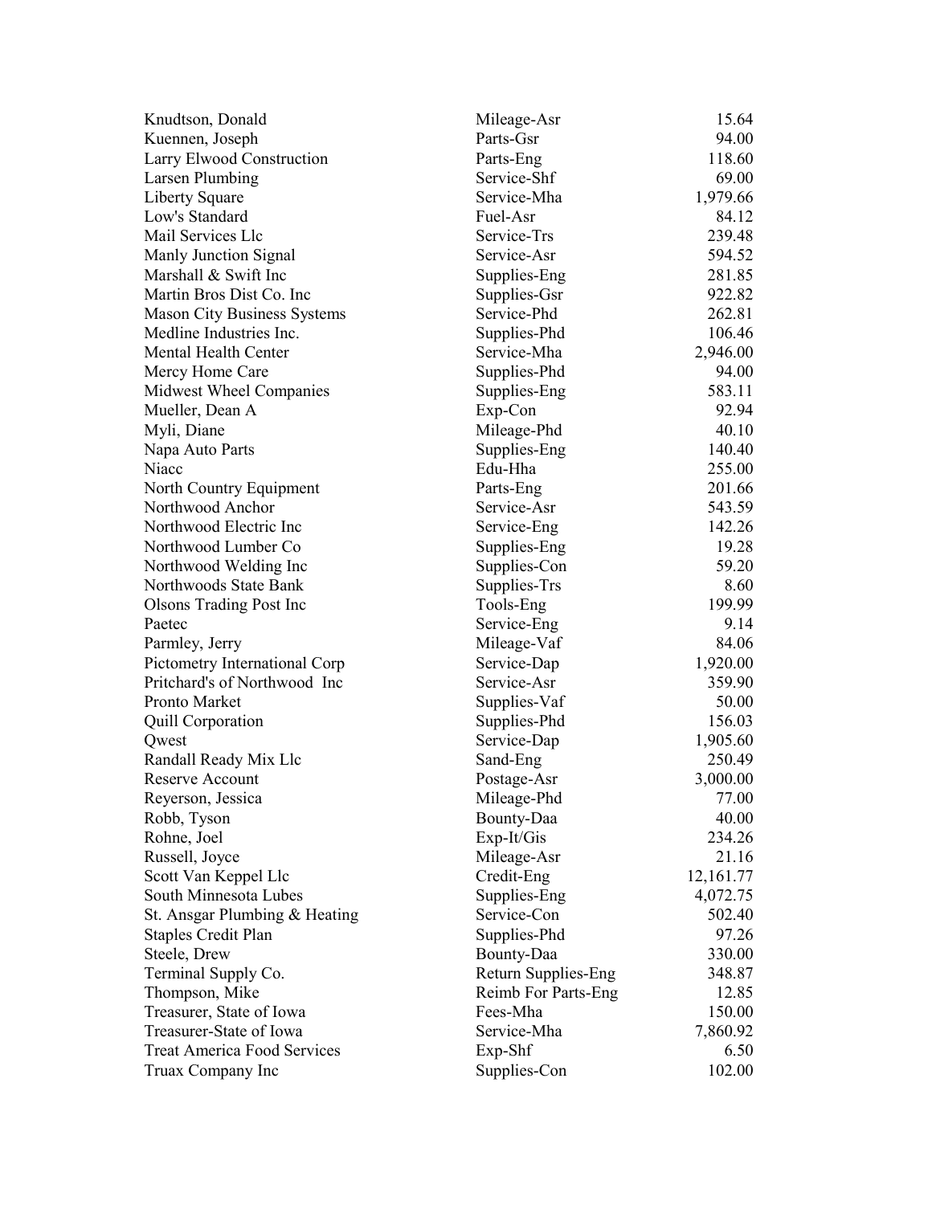| | | |
|---|---|---|
| Knudtson, Donald | Mileage-Asr | 15.64 |
| Kuennen, Joseph | Parts-Gsr | 94.00 |
| Larry Elwood Construction | Parts-Eng | 118.60 |
| Larsen Plumbing | Service-Shf | 69.00 |
| Liberty Square | Service-Mha | 1,979.66 |
| Low's Standard | Fuel-Asr | 84.12 |
| Mail Services Llc | Service-Trs | 239.48 |
| Manly Junction Signal | Service-Asr | 594.52 |
| Marshall & Swift Inc | Supplies-Eng | 281.85 |
| Martin Bros Dist Co. Inc | Supplies-Gsr | 922.82 |
| Mason City Business Systems | Service-Phd | 262.81 |
| Medline Industries Inc. | Supplies-Phd | 106.46 |
| Mental Health Center | Service-Mha | 2,946.00 |
| Mercy Home Care | Supplies-Phd | 94.00 |
| Midwest Wheel Companies | Supplies-Eng | 583.11 |
| Mueller, Dean A | Exp-Con | 92.94 |
| Myli, Diane | Mileage-Phd | 40.10 |
| Napa Auto Parts | Supplies-Eng | 140.40 |
| Niacc | Edu-Hha | 255.00 |
| North Country Equipment | Parts-Eng | 201.66 |
| Northwood Anchor | Service-Asr | 543.59 |
| Northwood Electric Inc | Service-Eng | 142.26 |
| Northwood Lumber Co | Supplies-Eng | 19.28 |
| Northwood Welding Inc | Supplies-Con | 59.20 |
| Northwoods State Bank | Supplies-Trs | 8.60 |
| Olsons Trading Post Inc | Tools-Eng | 199.99 |
| Paetec | Service-Eng | 9.14 |
| Parmley, Jerry | Mileage-Vaf | 84.06 |
| Pictometry International Corp | Service-Dap | 1,920.00 |
| Pritchard's of Northwood Inc | Service-Asr | 359.90 |
| Pronto Market | Supplies-Vaf | 50.00 |
| Quill Corporation | Supplies-Phd | 156.03 |
| Qwest | Service-Dap | 1,905.60 |
| Randall Ready Mix Llc | Sand-Eng | 250.49 |
| Reserve Account | Postage-Asr | 3,000.00 |
| Reyerson, Jessica | Mileage-Phd | 77.00 |
| Robb, Tyson | Bounty-Daa | 40.00 |
| Rohne, Joel | Exp-It/Gis | 234.26 |
| Russell, Joyce | Mileage-Asr | 21.16 |
| Scott Van Keppel Llc | Credit-Eng | 12,161.77 |
| South Minnesota Lubes | Supplies-Eng | 4,072.75 |
| St. Ansgar Plumbing & Heating | Service-Con | 502.40 |
| Staples Credit Plan | Supplies-Phd | 97.26 |
| Steele, Drew | Bounty-Daa | 330.00 |
| Terminal Supply Co. | Return Supplies-Eng | 348.87 |
| Thompson, Mike | Reimb For Parts-Eng | 12.85 |
| Treasurer, State of Iowa | Fees-Mha | 150.00 |
| Treasurer-State of Iowa | Service-Mha | 7,860.92 |
| Treat America Food Services | Exp-Shf | 6.50 |
| Truax Company Inc | Supplies-Con | 102.00 |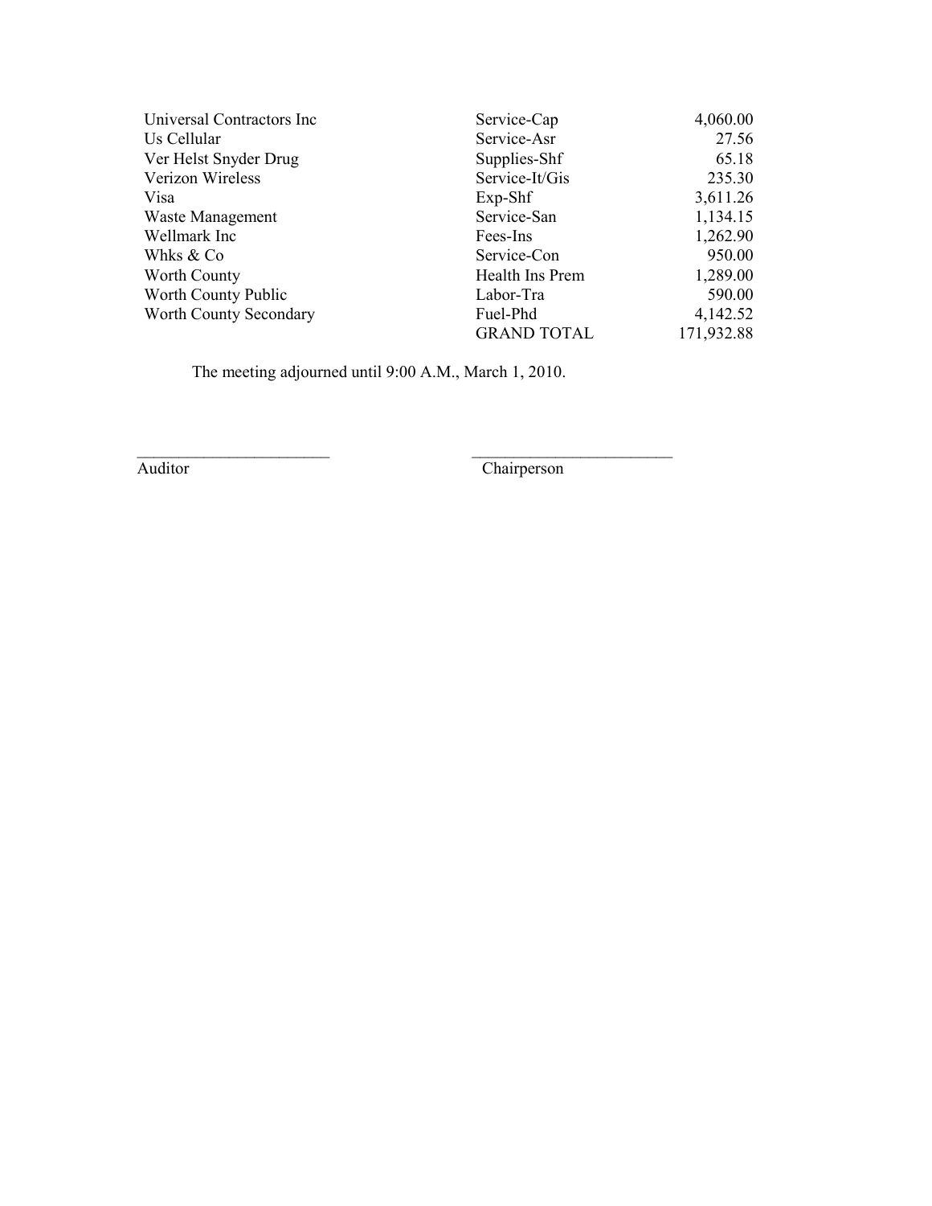| | | |
|---|---|---|
| Universal Contractors Inc | Service-Cap | 4,060.00 |
| Us Cellular | Service-Asr | 27.56 |
| Ver Helst Snyder Drug | Supplies-Shf | 65.18 |
| Verizon Wireless | Service-It/Gis | 235.30 |
| Visa | Exp-Shf | 3,611.26 |
| Waste Management | Service-San | 1,134.15 |
| Wellmark Inc | Fees-Ins | 1,262.90 |
| Whks & Co | Service-Con | 950.00 |
| Worth County | Health Ins Prem | 1,289.00 |
| Worth County Public | Labor-Tra | 590.00 |
| Worth County Secondary | Fuel-Phd | 4,142.52 |
| | GRAND TOTAL | 171,932.88 |

The meeting adjourned until 9:00 A.M., March 1, 2010.

________________________ ________________________

Auditor Chairperson